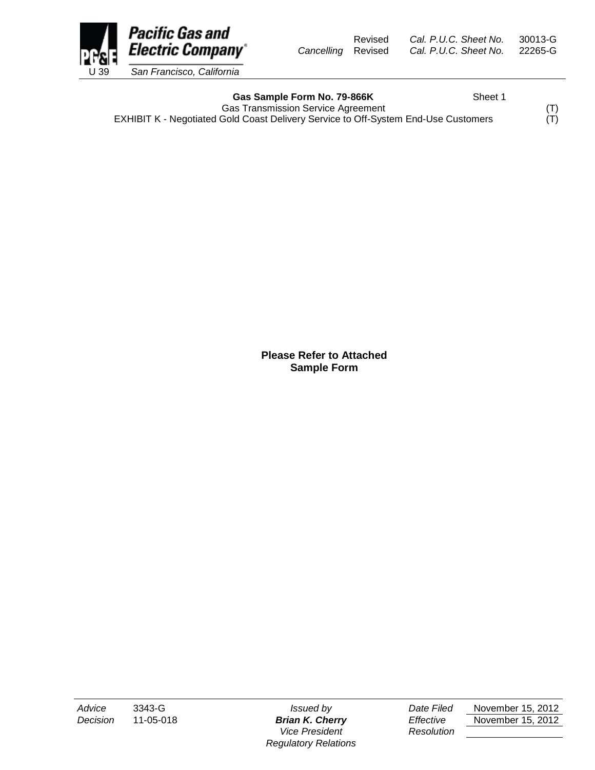Revised Cal. P.U.C. Sheet No. 30013-G
Cancelling Revised Cal. P.U.C. Sheet No. 22265-G

**Gas Sample Form No. 79-866K** Sheet 1

Gas Transmission Service Agreement (T)

EXHIBIT K - Negotiated Gold Coast Delivery Service to Off-System End-Use Customers (T)

**Please Refer to Attached Sample Form**

| | | | | |
|---|---|---|---|---|
| *Advice* | 3343-G | *Issued by* | *Date Filed* | November 15, 2012 |
| *Decision* | 11-05-018 | ***Brian K. Cherry*** | *Effective* | November 15, 2012 |
| | | *Vice President* | *Resolution* | |
| | | *Regulatory Relations* | | |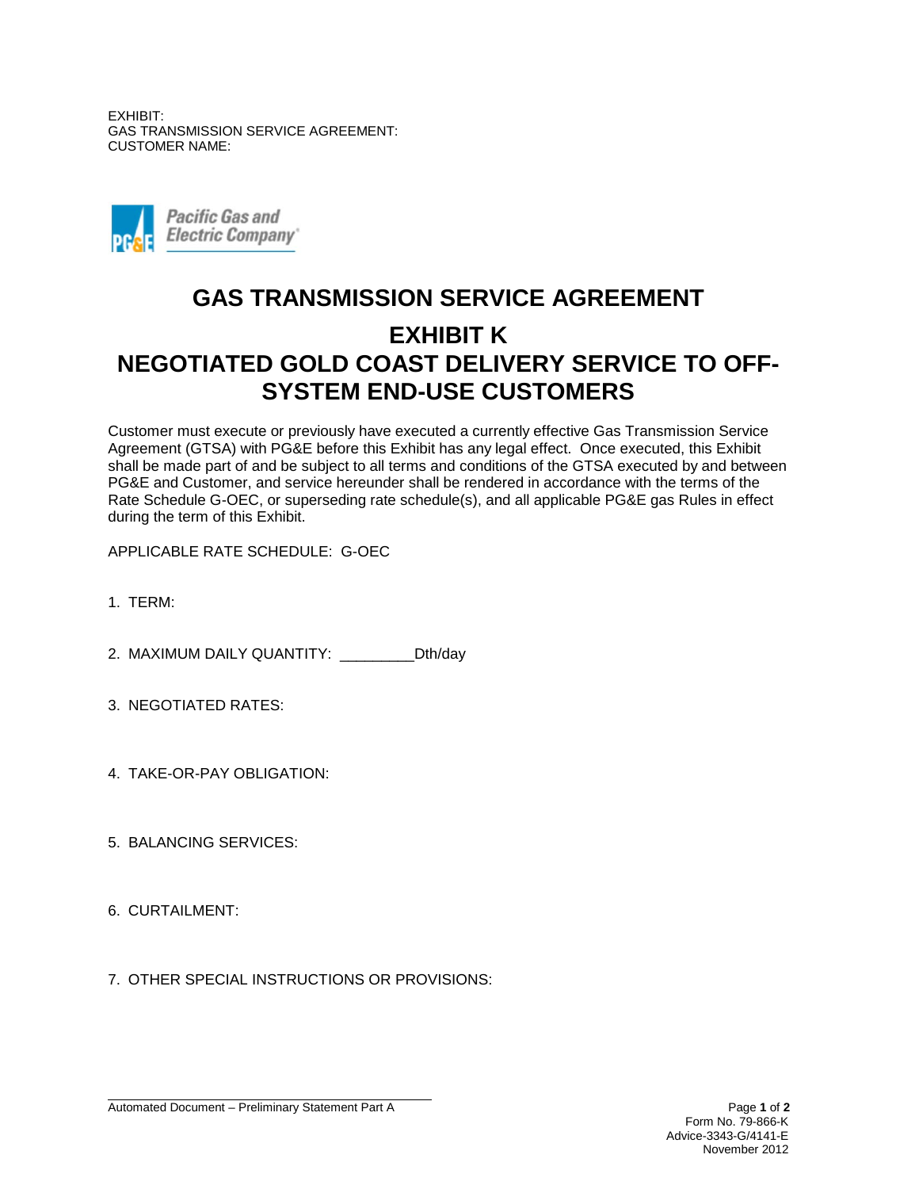EXHIBIT:
GAS TRANSMISSION SERVICE AGREEMENT:
CUSTOMER NAME:

Pacific Gas and Electric Company

# GAS TRANSMISSION SERVICE AGREEMENT

## EXHIBIT K
## NEGOTIATED GOLD COAST DELIVERY SERVICE TO OFF-SYSTEM END-USE CUSTOMERS

Customer must execute or previously have executed a currently effective Gas Transmission Service Agreement (GTSA) with PG&E before this Exhibit has any legal effect. Once executed, this Exhibit shall be made part of and be subject to all terms and conditions of the GTSA executed by and between PG&E and Customer, and service hereunder shall be rendered in accordance with the terms of the Rate Schedule G-OEC, or superseding rate schedule(s), and all applicable PG&E gas Rules in effect during the term of this Exhibit.

APPLICABLE RATE SCHEDULE: G-OEC

1. TERM:

2. MAXIMUM DAILY QUANTITY: _________Dth/day

3. NEGOTIATED RATES:

4. TAKE-OR-PAY OBLIGATION:

5. BALANCING SERVICES:

6. CURTAILMENT:

7. OTHER SPECIAL INSTRUCTIONS OR PROVISIONS:

Automated Document – Preliminary Statement Part A

Form No. 79-866-K
Advice-3343-G/4141-E
November 2012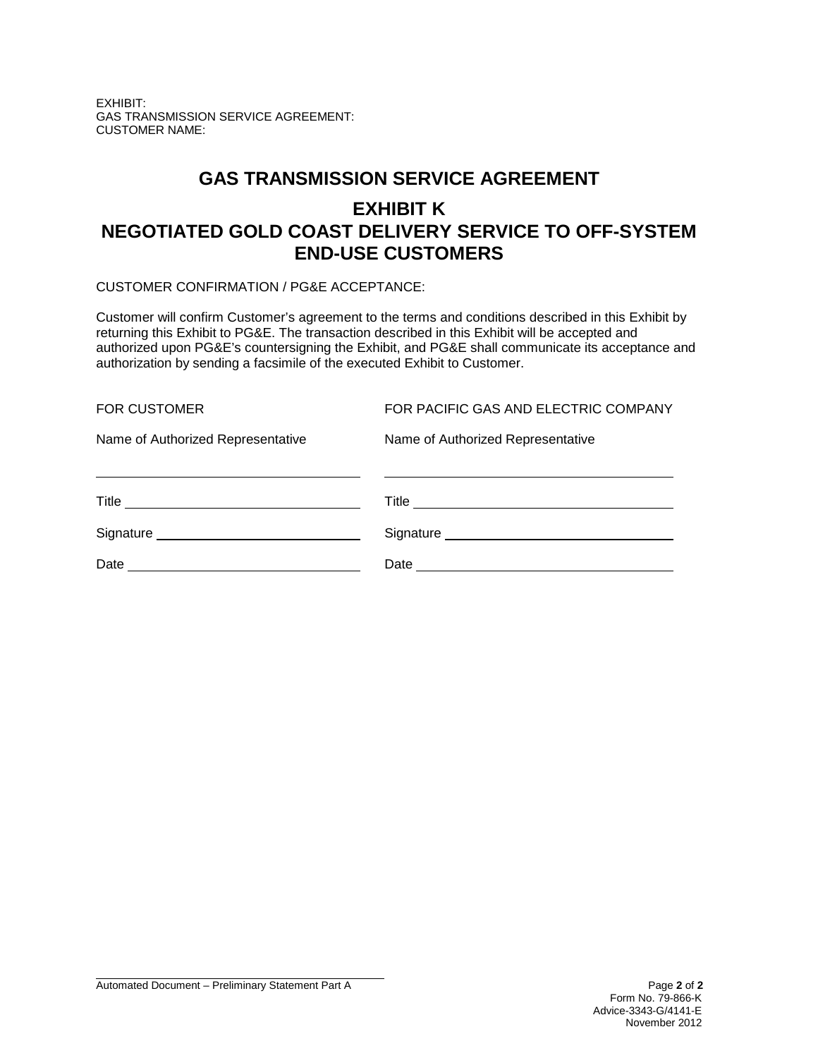EXHIBIT:
GAS TRANSMISSION SERVICE AGREEMENT:
CUSTOMER NAME:

# GAS TRANSMISSION SERVICE AGREEMENT

## EXHIBIT K
## NEGOTIATED GOLD COAST DELIVERY SERVICE TO OFF-SYSTEM END-USE CUSTOMERS

CUSTOMER CONFIRMATION / PG&E ACCEPTANCE:

Customer will confirm Customer's agreement to the terms and conditions described in this Exhibit by returning this Exhibit to PG&E. The transaction described in this Exhibit will be accepted and authorized upon PG&E's countersigning the Exhibit, and PG&E shall communicate its acceptance and authorization by sending a facsimile of the executed Exhibit to Customer.

| FOR CUSTOMER | FOR PACIFIC GAS AND ELECTRIC COMPANY |
|---|---|
| Name of Authorized Representative | Name of Authorized Representative |
| ______________________________ | ______________________________ |
| Title ______________________________ | Title ______________________________ |
| Signature ______________________________ | Signature ______________________________ |
| Date ______________________________ | Date ______________________________ |

Automated Document – Preliminary Statement Part A

Form No. 79-866-K
Advice-3343-G/4141-E
November 2012